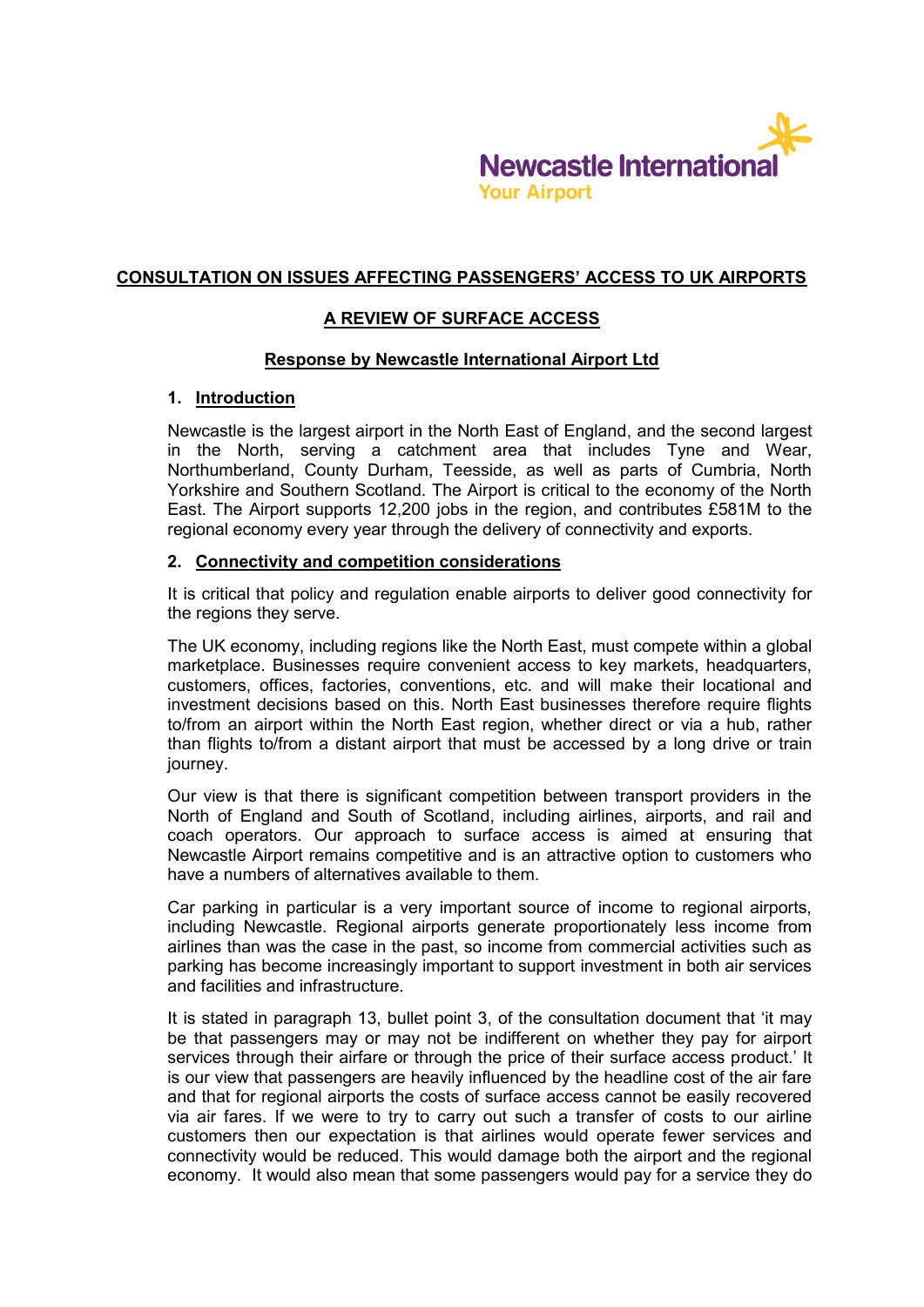Newcastle International
Your Airport

**CONSULTATION ON ISSUES AFFECTING PASSENGERS' ACCESS TO UK AIRPORTS**

**A REVIEW OF SURFACE ACCESS**

**Response by Newcastle International Airport Ltd**

## 1. Introduction

Newcastle is the largest airport in the North East of England, and the second largest in the North, serving a catchment area that includes Tyne and Wear, Northumberland, County Durham, Teesside, as well as parts of Cumbria, North Yorkshire and Southern Scotland. The Airport is critical to the economy of the North East. The Airport supports 12,200 jobs in the region, and contributes £581M to the regional economy every year through the delivery of connectivity and exports.

## 2. Connectivity and competition considerations

It is critical that policy and regulation enable airports to deliver good connectivity for the regions they serve.

The UK economy, including regions like the North East, must compete within a global marketplace. Businesses require convenient access to key markets, headquarters, customers, offices, factories, conventions, etc. and will make their locational and investment decisions based on this. North East businesses therefore require flights to/from an airport within the North East region, whether direct or via a hub, rather than flights to/from a distant airport that must be accessed by a long drive or train journey.

Our view is that there is significant competition between transport providers in the North of England and South of Scotland, including airlines, airports, and rail and coach operators. Our approach to surface access is aimed at ensuring that Newcastle Airport remains competitive and is an attractive option to customers who have a numbers of alternatives available to them.

Car parking in particular is a very important source of income to regional airports, including Newcastle. Regional airports generate proportionately less income from airlines than was the case in the past, so income from commercial activities such as parking has become increasingly important to support investment in both air services and facilities and infrastructure.

It is stated in paragraph 13, bullet point 3, of the consultation document that 'it may be that passengers may or may not be indifferent on whether they pay for airport services through their airfare or through the price of their surface access product.' It is our view that passengers are heavily influenced by the headline cost of the air fare and that for regional airports the costs of surface access cannot be easily recovered via air fares. If we were to try to carry out such a transfer of costs to our airline customers then our expectation is that airlines would operate fewer services and connectivity would be reduced. This would damage both the airport and the regional economy. It would also mean that some passengers would pay for a service they do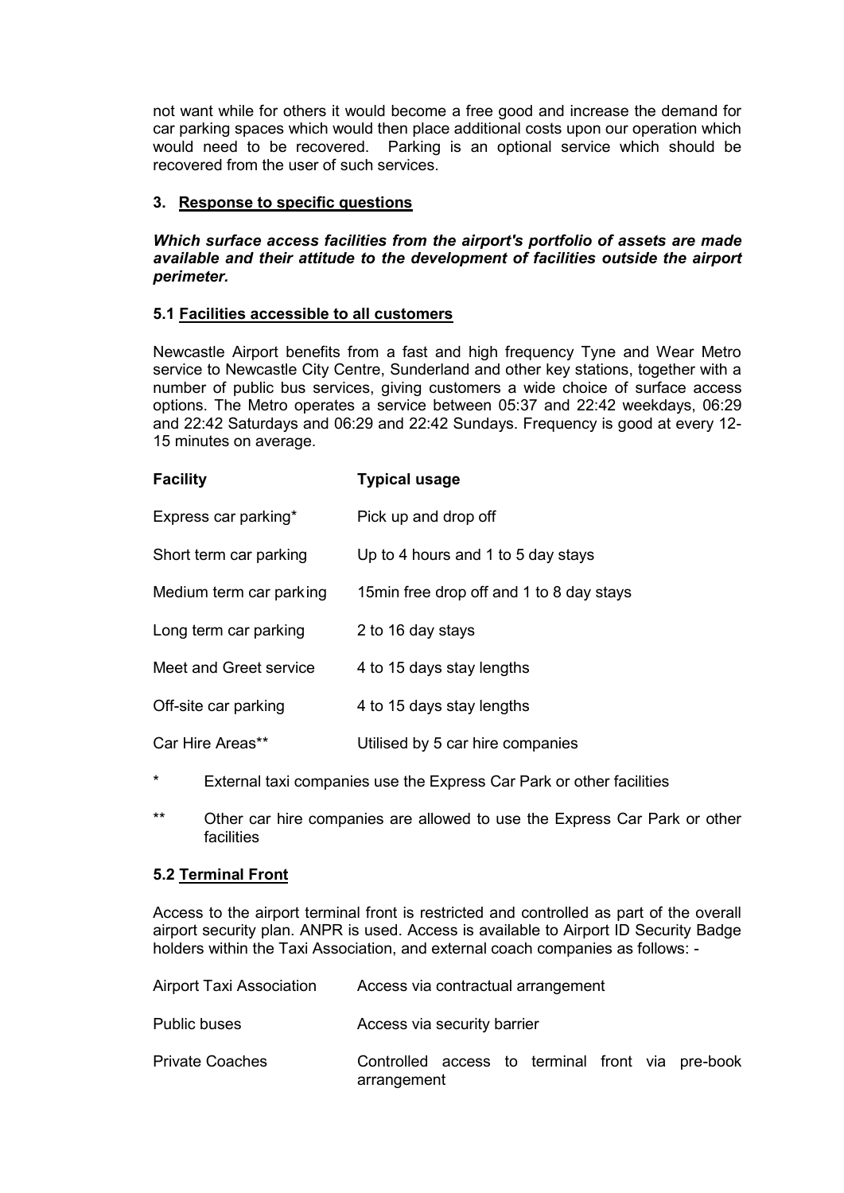not want while for others it would become a free good and increase the demand for car parking spaces which would then place additional costs upon our operation which would need to be recovered. Parking is an optional service which should be recovered from the user of such services.

## 3. Response to specific questions

***Which surface access facilities from the airport's portfolio of assets are made available and their attitude to the development of facilities outside the airport perimeter.***

### 5.1 Facilities accessible to all customers

Newcastle Airport benefits from a fast and high frequency Tyne and Wear Metro service to Newcastle City Centre, Sunderland and other key stations, together with a number of public bus services, giving customers a wide choice of surface access options. The Metro operates a service between 05:37 and 22:42 weekdays, 06:29 and 22:42 Saturdays and 06:29 and 22:42 Sundays. Frequency is good at every 12-15 minutes on average.

| Facility | Typical usage |
| --- | --- |
| Express car parking* | Pick up and drop off |
| Short term car parking | Up to 4 hours and 1 to 5 day stays |
| Medium term car parking | 15min free drop off and 1 to 8 day stays |
| Long term car parking | 2 to 16 day stays |
| Meet and Greet service | 4 to 15 days stay lengths |
| Off-site car parking | 4 to 15 days stay lengths |
| Car Hire Areas** | Utilised by 5 car hire companies |

\* External taxi companies use the Express Car Park or other facilities

\** Other car hire companies are allowed to use the Express Car Park or other facilities

### 5.2 Terminal Front

Access to the airport terminal front is restricted and controlled as part of the overall airport security plan. ANPR is used. Access is available to Airport ID Security Badge holders within the Taxi Association, and external coach companies as follows: -

| | |
| --- | --- |
| Airport Taxi Association | Access via contractual arrangement |
| Public buses | Access via security barrier |
| Private Coaches | Controlled access to terminal front via pre-book arrangement |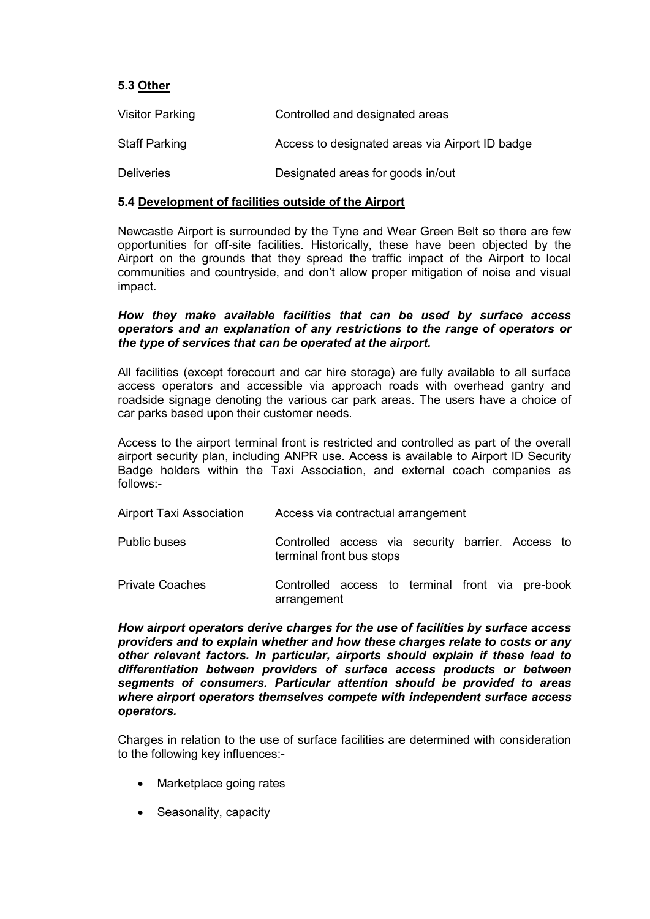### 5.3 <u>Other</u>

| | |
|---|---|
| Visitor Parking | Controlled and designated areas |
| Staff Parking | Access to designated areas via Airport ID badge |
| Deliveries | Designated areas for goods in/out |

### 5.4 <u>Development of facilities outside of the Airport</u>

Newcastle Airport is surrounded by the Tyne and Wear Green Belt so there are few opportunities for off-site facilities. Historically, these have been objected by the Airport on the grounds that they spread the traffic impact of the Airport to local communities and countryside, and don't allow proper mitigation of noise and visual impact.

***How they make available facilities that can be used by surface access operators and an explanation of any restrictions to the range of operators or the type of services that can be operated at the airport.***

All facilities (except forecourt and car hire storage) are fully available to all surface access operators and accessible via approach roads with overhead gantry and roadside signage denoting the various car park areas. The users have a choice of car parks based upon their customer needs.

Access to the airport terminal front is restricted and controlled as part of the overall airport security plan, including ANPR use. Access is available to Airport ID Security Badge holders within the Taxi Association, and external coach companies as follows:-

| | |
|---|---|
| Airport Taxi Association | Access via contractual arrangement |
| Public buses | Controlled access via security barrier. Access to terminal front bus stops |
| Private Coaches | Controlled access to terminal front via pre-book arrangement |

***How airport operators derive charges for the use of facilities by surface access providers and to explain whether and how these charges relate to costs or any other relevant factors. In particular, airports should explain if these lead to differentiation between providers of surface access products or between segments of consumers. Particular attention should be provided to areas where airport operators themselves compete with independent surface access operators.***

Charges in relation to the use of surface facilities are determined with consideration to the following key influences:-

- Marketplace going rates
- Seasonality, capacity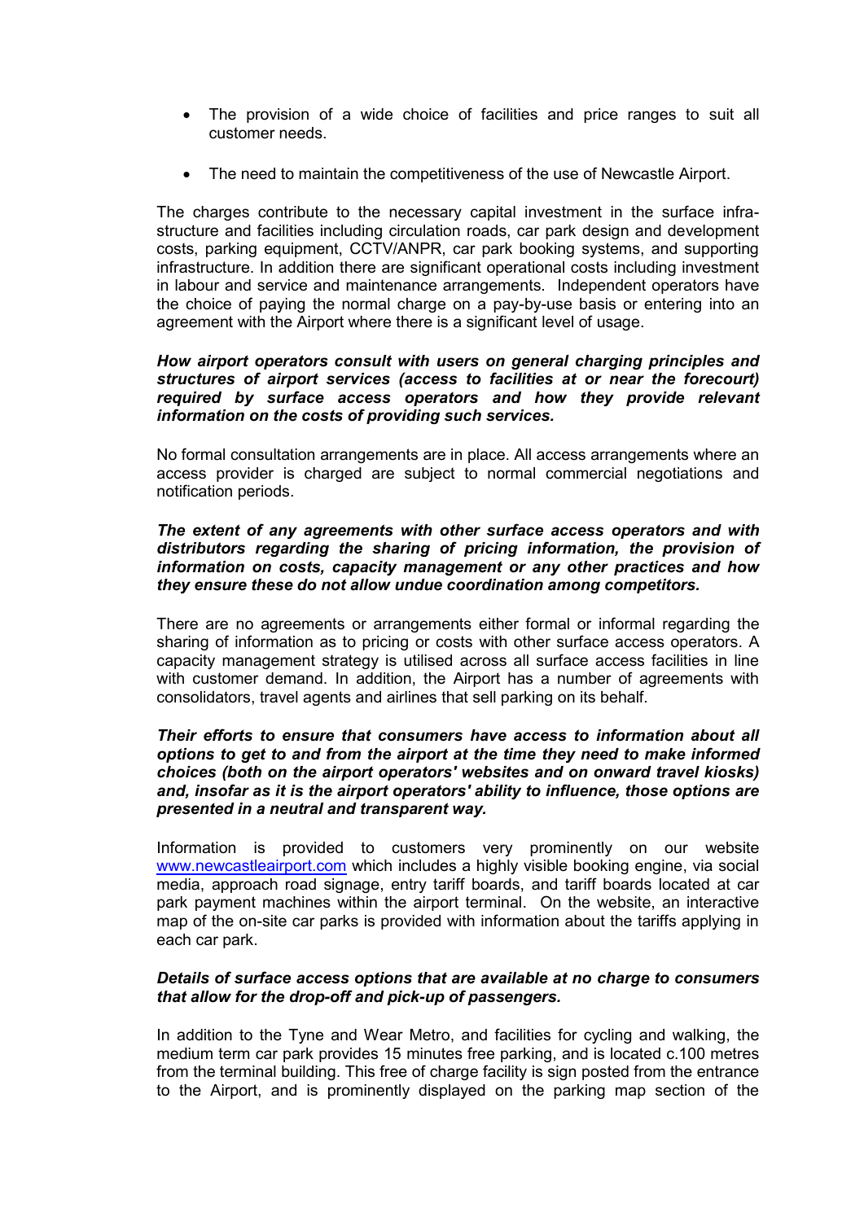- The provision of a wide choice of facilities and price ranges to suit all customer needs.
- The need to maintain the competitiveness of the use of Newcastle Airport.

The charges contribute to the necessary capital investment in the surface infrastructure and facilities including circulation roads, car park design and development costs, parking equipment, CCTV/ANPR, car park booking systems, and supporting infrastructure. In addition there are significant operational costs including investment in labour and service and maintenance arrangements. Independent operators have the choice of paying the normal charge on a pay-by-use basis or entering into an agreement with the Airport where there is a significant level of usage.

***How airport operators consult with users on general charging principles and structures of airport services (access to facilities at or near the forecourt) required by surface access operators and how they provide relevant information on the costs of providing such services.***

No formal consultation arrangements are in place. All access arrangements where an access provider is charged are subject to normal commercial negotiations and notification periods.

***The extent of any agreements with other surface access operators and with distributors regarding the sharing of pricing information, the provision of information on costs, capacity management or any other practices and how they ensure these do not allow undue coordination among competitors.***

There are no agreements or arrangements either formal or informal regarding the sharing of information as to pricing or costs with other surface access operators. A capacity management strategy is utilised across all surface access facilities in line with customer demand. In addition, the Airport has a number of agreements with consolidators, travel agents and airlines that sell parking on its behalf.

***Their efforts to ensure that consumers have access to information about all options to get to and from the airport at the time they need to make informed choices (both on the airport operators' websites and on onward travel kiosks) and, insofar as it is the airport operators' ability to influence, those options are presented in a neutral and transparent way.***

Information is provided to customers very prominently on our website [www.newcastleairport.com](http://www.newcastleairport.com) which includes a highly visible booking engine, via social media, approach road signage, entry tariff boards, and tariff boards located at car park payment machines within the airport terminal. On the website, an interactive map of the on-site car parks is provided with information about the tariffs applying in each car park.

***Details of surface access options that are available at no charge to consumers that allow for the drop-off and pick-up of passengers.***

In addition to the Tyne and Wear Metro, and facilities for cycling and walking, the medium term car park provides 15 minutes free parking, and is located c.100 metres from the terminal building. This free of charge facility is sign posted from the entrance to the Airport, and is prominently displayed on the parking map section of the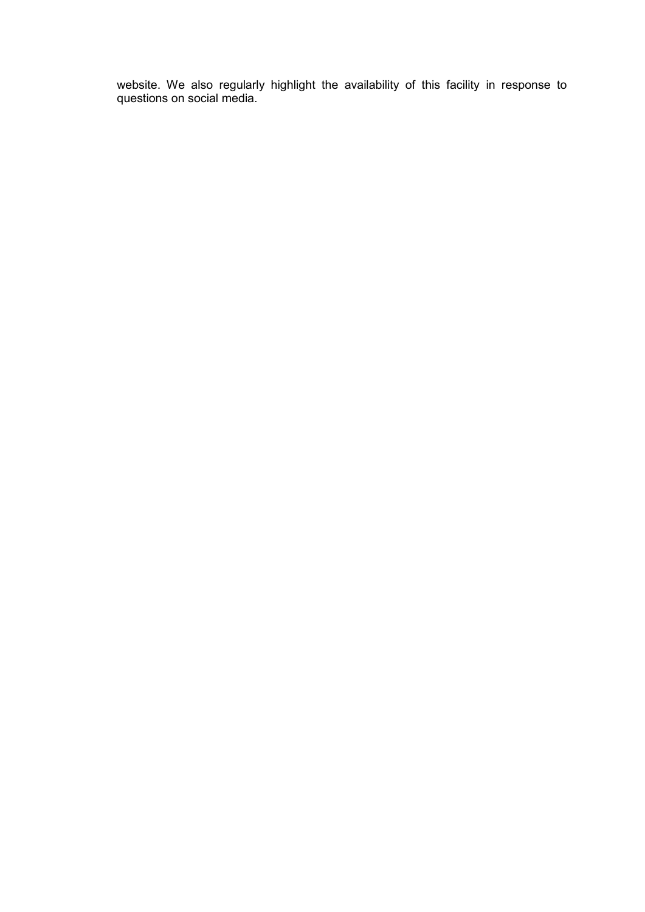website. We also regularly highlight the availability of this facility in response to questions on social media.